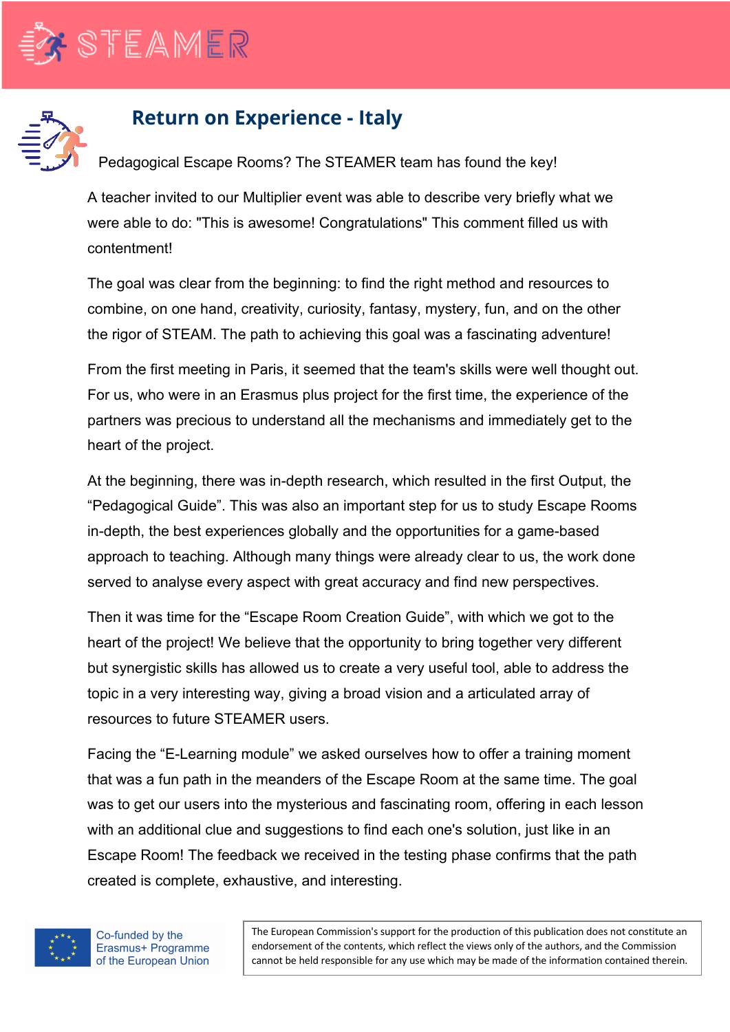# Return on Experience - Italy

Pedagogical Escape Rooms? The STEAMER team has found the key!

A teacher invited to our Multiplier event was able to describe very briefly what we were able to do: "This is awesome! Congratulations" This comment filled us with contentment!

The goal was clear from the beginning: to find the right method and resources to combine, on one hand, creativity, curiosity, fantasy, mystery, fun, and on the other the rigor of STEAM. The path to achieving this goal was a fascinating adventure!

From the first meeting in Paris, it seemed that the team's skills were well thought out. For us, who were in an Erasmus plus project for the first time, the experience of the partners was precious to understand all the mechanisms and immediately get to the heart of the project.

At the beginning, there was in-depth research, which resulted in the first Output, the “Pedagogical Guide”. This was also an important step for us to study Escape Rooms in-depth, the best experiences globally and the opportunities for a game-based approach to teaching. Although many things were already clear to us, the work done served to analyse every aspect with great accuracy and find new perspectives.

Then it was time for the “Escape Room Creation Guide”, with which we got to the heart of the project! We believe that the opportunity to bring together very different but synergistic skills has allowed us to create a very useful tool, able to address the topic in a very interesting way, giving a broad vision and a articulated array of resources to future STEAMER users.

Facing the “E-Learning module” we asked ourselves how to offer a training moment that was a fun path in the meanders of the Escape Room at the same time. The goal was to get our users into the mysterious and fascinating room, offering in each lesson with an additional clue and suggestions to find each one's solution, just like in an Escape Room! The feedback we received in the testing phase confirms that the path created is complete, exhaustive, and interesting.

Co-funded by the Erasmus+ Programme of the European Union

The European Commission's support for the production of this publication does not constitute an endorsement of the contents, which reflect the views only of the authors, and the Commission cannot be held responsible for any use which may be made of the information contained therein.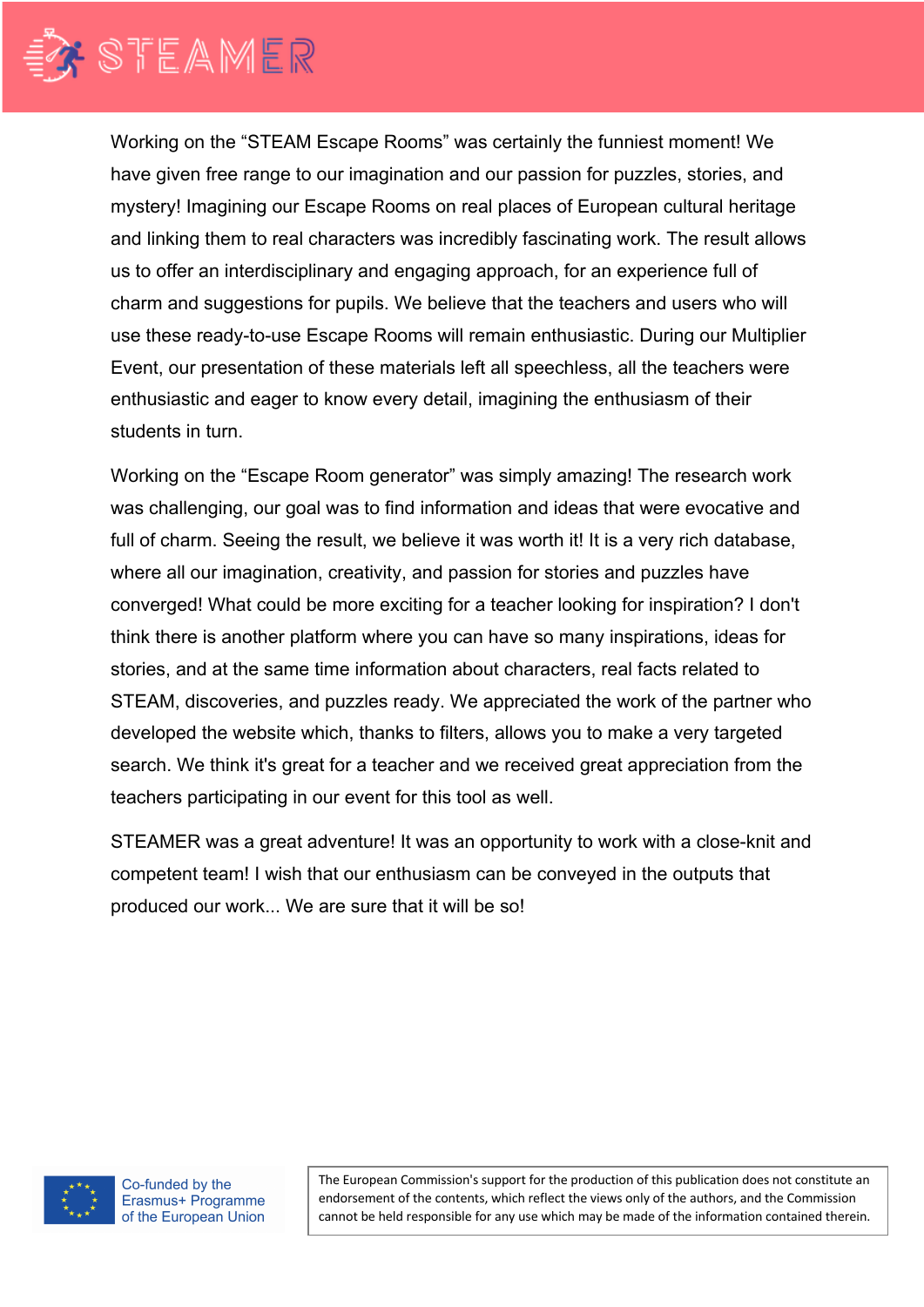Working on the “STEAM Escape Rooms” was certainly the funniest moment! We have given free range to our imagination and our passion for puzzles, stories, and mystery! Imagining our Escape Rooms on real places of European cultural heritage and linking them to real characters was incredibly fascinating work. The result allows us to offer an interdisciplinary and engaging approach, for an experience full of charm and suggestions for pupils. We believe that the teachers and users who will use these ready-to-use Escape Rooms will remain enthusiastic. During our Multiplier Event, our presentation of these materials left all speechless, all the teachers were enthusiastic and eager to know every detail, imagining the enthusiasm of their students in turn.

Working on the “Escape Room generator” was simply amazing! The research work was challenging, our goal was to find information and ideas that were evocative and full of charm. Seeing the result, we believe it was worth it! It is a very rich database, where all our imagination, creativity, and passion for stories and puzzles have converged! What could be more exciting for a teacher looking for inspiration? I don't think there is another platform where you can have so many inspirations, ideas for stories, and at the same time information about characters, real facts related to STEAM, discoveries, and puzzles ready. We appreciated the work of the partner who developed the website which, thanks to filters, allows you to make a very targeted search. We think it's great for a teacher and we received great appreciation from the teachers participating in our event for this tool as well.

STEAMER was a great adventure! It was an opportunity to work with a close-knit and competent team! I wish that our enthusiasm can be conveyed in the outputs that produced our work... We are sure that it will be so!

Co-funded by the Erasmus+ Programme of the European Union

The European Commission's support for the production of this publication does not constitute an endorsement of the contents, which reflect the views only of the authors, and the Commission cannot be held responsible for any use which may be made of the information contained therein.